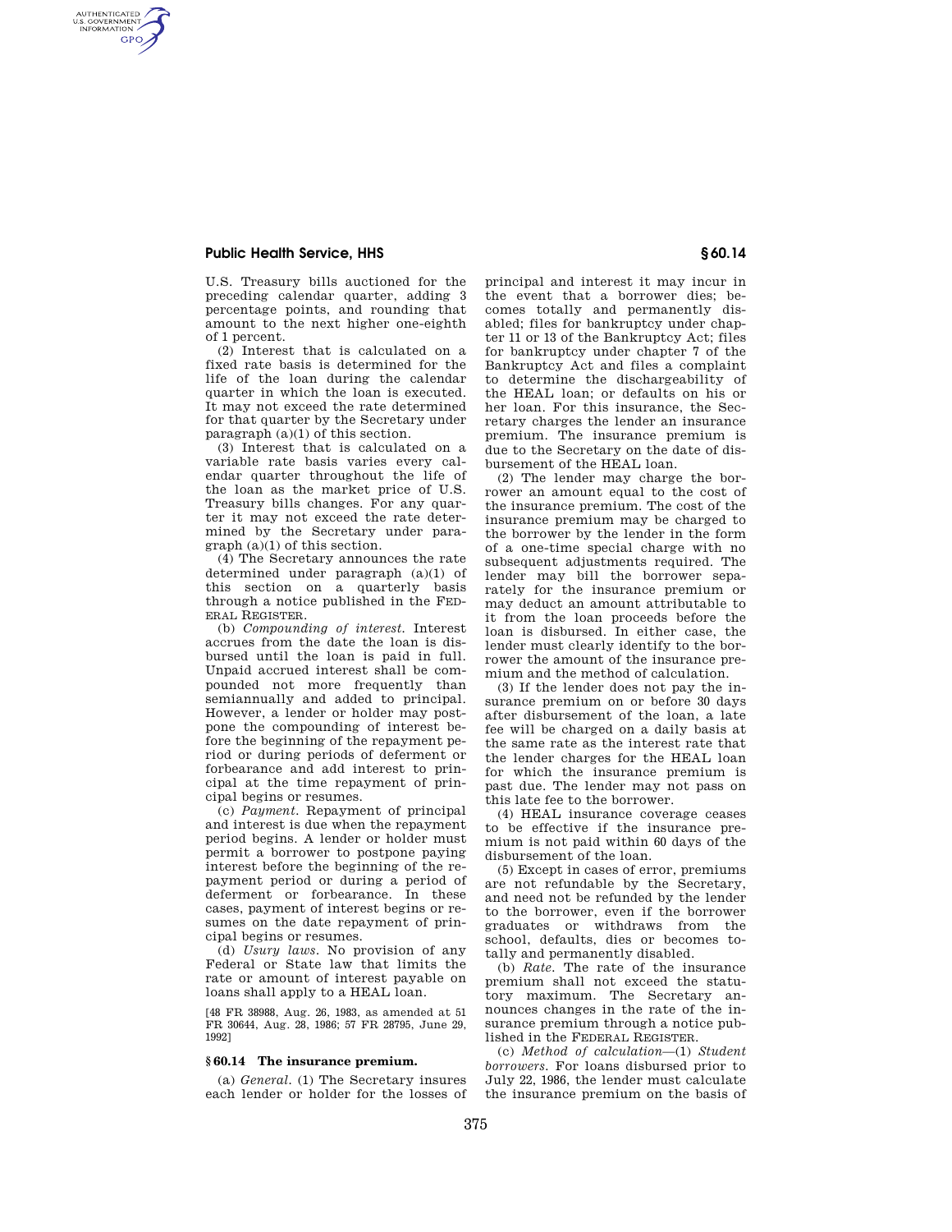U.S. Treasury bills auctioned for the preceding calendar quarter, adding 3 percentage points, and rounding that amount to the next higher one-eighth of 1 percent.

(2) Interest that is calculated on a fixed rate basis is determined for the life of the loan during the calendar quarter in which the loan is executed. It may not exceed the rate determined for that quarter by the Secretary under paragraph (a)(1) of this section.

(3) Interest that is calculated on a variable rate basis varies every calendar quarter throughout the life of the loan as the market price of U.S. Treasury bills changes. For any quarter it may not exceed the rate determined by the Secretary under paragraph (a)(1) of this section.

(4) The Secretary announces the rate determined under paragraph (a)(1) of this section on a quarterly basis through a notice published in the FEDERAL REGISTER.

(b) *Compounding of interest.* Interest accrues from the date the loan is disbursed until the loan is paid in full. Unpaid accrued interest shall be compounded not more frequently than semiannually and added to principal. However, a lender or holder may postpone the compounding of interest before the beginning of the repayment period or during periods of deferment or forbearance and add interest to principal at the time repayment of principal begins or resumes.

(c) *Payment.* Repayment of principal and interest is due when the repayment period begins. A lender or holder must permit a borrower to postpone paying interest before the beginning of the repayment period or during a period of deferment or forbearance. In these cases, payment of interest begins or resumes on the date repayment of principal begins or resumes.

(d) *Usury laws.* No provision of any Federal or State law that limits the rate or amount of interest payable on loans shall apply to a HEAL loan.

[48 FR 38988, Aug. 26, 1983, as amended at 51 FR 30644, Aug. 28, 1986; 57 FR 28795, June 29, 1992]

## § 60.14 The insurance premium.

(a) *General.* (1) The Secretary insures each lender or holder for the losses of principal and interest it may incur in the event that a borrower dies; becomes totally and permanently disabled; files for bankruptcy under chapter 11 or 13 of the Bankruptcy Act; files for bankruptcy under chapter 7 of the Bankruptcy Act and files a complaint to determine the dischargeability of the HEAL loan; or defaults on his or her loan. For this insurance, the Secretary charges the lender an insurance premium. The insurance premium is due to the Secretary on the date of disbursement of the HEAL loan.

(2) The lender may charge the borrower an amount equal to the cost of the insurance premium. The cost of the insurance premium may be charged to the borrower by the lender in the form of a one-time special charge with no subsequent adjustments required. The lender may bill the borrower separately for the insurance premium or may deduct an amount attributable to it from the loan proceeds before the loan is disbursed. In either case, the lender must clearly identify to the borrower the amount of the insurance premium and the method of calculation.

(3) If the lender does not pay the insurance premium on or before 30 days after disbursement of the loan, a late fee will be charged on a daily basis at the same rate as the interest rate that the lender charges for the HEAL loan for which the insurance premium is past due. The lender may not pass on this late fee to the borrower.

(4) HEAL insurance coverage ceases to be effective if the insurance premium is not paid within 60 days of the disbursement of the loan.

(5) Except in cases of error, premiums are not refundable by the Secretary, and need not be refunded by the lender to the borrower, even if the borrower graduates or withdraws from the school, defaults, dies or becomes totally and permanently disabled.

(b) *Rate.* The rate of the insurance premium shall not exceed the statutory maximum. The Secretary announces changes in the rate of the insurance premium through a notice published in the FEDERAL REGISTER.

(c) *Method of calculation*—(1) *Student borrowers.* For loans disbursed prior to July 22, 1986, the lender must calculate the insurance premium on the basis of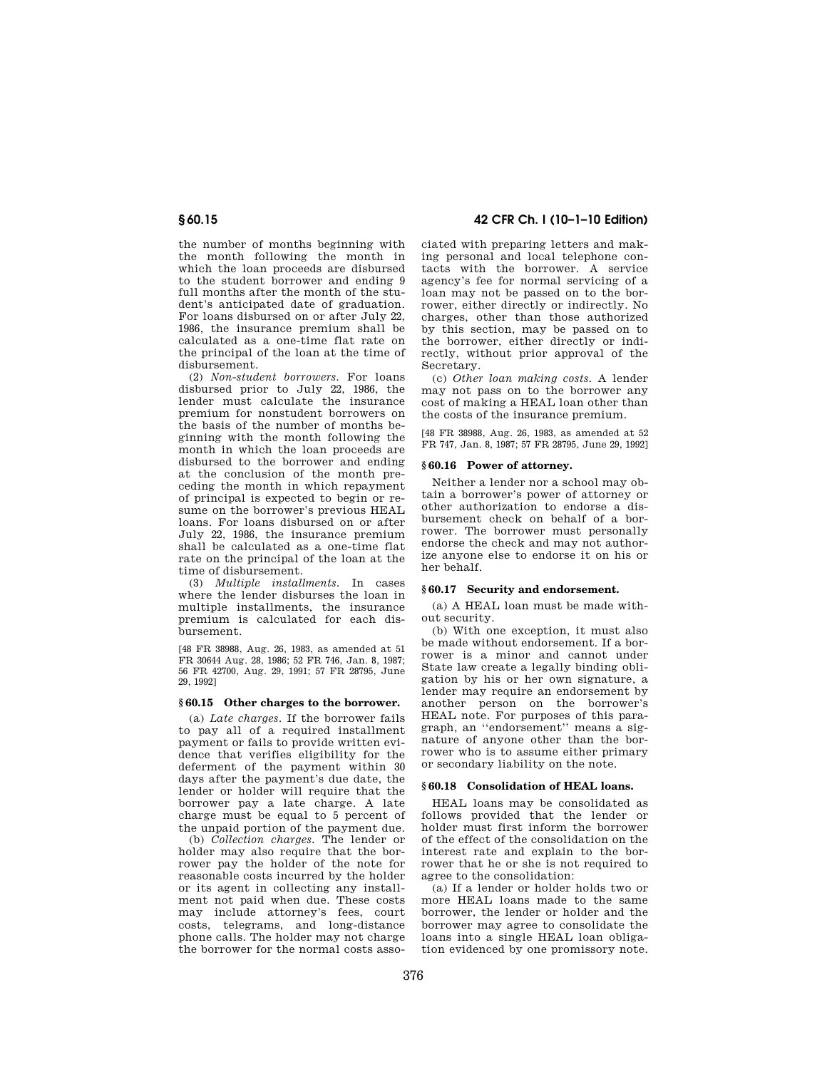the number of months beginning with the month following the month in which the loan proceeds are disbursed to the student borrower and ending 9 full months after the month of the student's anticipated date of graduation. For loans disbursed on or after July 22, 1986, the insurance premium shall be calculated as a one-time flat rate on the principal of the loan at the time of disbursement.

(2) *Non-student borrowers.* For loans disbursed prior to July 22, 1986, the lender must calculate the insurance premium for nonstudent borrowers on the basis of the number of months beginning with the month following the month in which the loan proceeds are disbursed to the borrower and ending at the conclusion of the month preceding the month in which repayment of principal is expected to begin or resume on the borrower's previous HEAL loans. For loans disbursed on or after July 22, 1986, the insurance premium shall be calculated as a one-time flat rate on the principal of the loan at the time of disbursement.

(3) *Multiple installments.* In cases where the lender disburses the loan in multiple installments, the insurance premium is calculated for each disbursement.

[48 FR 38988, Aug. 26, 1983, as amended at 51 FR 30644 Aug. 28, 1986; 52 FR 746, Jan. 8, 1987; 56 FR 42700, Aug. 29, 1991; 57 FR 28795, June 29, 1992]

### § 60.15 Other charges to the borrower.

(a) *Late charges.* If the borrower fails to pay all of a required installment payment or fails to provide written evidence that verifies eligibility for the deferment of the payment within 30 days after the payment's due date, the lender or holder will require that the borrower pay a late charge. A late charge must be equal to 5 percent of the unpaid portion of the payment due.

(b) *Collection charges.* The lender or holder may also require that the borrower pay the holder of the note for reasonable costs incurred by the holder or its agent in collecting any installment not paid when due. These costs may include attorney's fees, court costs, telegrams, and long-distance phone calls. The holder may not charge the borrower for the normal costs associated with preparing letters and making personal and local telephone contacts with the borrower. A service agency's fee for normal servicing of a loan may not be passed on to the borrower, either directly or indirectly. No charges, other than those authorized by this section, may be passed on to the borrower, either directly or indirectly, without prior approval of the Secretary.

(c) *Other loan making costs.* A lender may not pass on to the borrower any cost of making a HEAL loan other than the costs of the insurance premium.

[48 FR 38988, Aug. 26, 1983, as amended at 52 FR 747, Jan. 8, 1987; 57 FR 28795, June 29, 1992]

### § 60.16 Power of attorney.

Neither a lender nor a school may obtain a borrower's power of attorney or other authorization to endorse a disbursement check on behalf of a borrower. The borrower must personally endorse the check and may not authorize anyone else to endorse it on his or her behalf.

### § 60.17 Security and endorsement.

(a) A HEAL loan must be made without security.

(b) With one exception, it must also be made without endorsement. If a borrower is a minor and cannot under State law create a legally binding obligation by his or her own signature, a lender may require an endorsement by another person on the borrower's HEAL note. For purposes of this paragraph, an "endorsement" means a signature of anyone other than the borrower who is to assume either primary or secondary liability on the note.

### § 60.18 Consolidation of HEAL loans.

HEAL loans may be consolidated as follows provided that the lender or holder must first inform the borrower of the effect of the consolidation on the interest rate and explain to the borrower that he or she is not required to agree to the consolidation:

(a) If a lender or holder holds two or more HEAL loans made to the same borrower, the lender or holder and the borrower may agree to consolidate the loans into a single HEAL loan obligation evidenced by one promissory note.